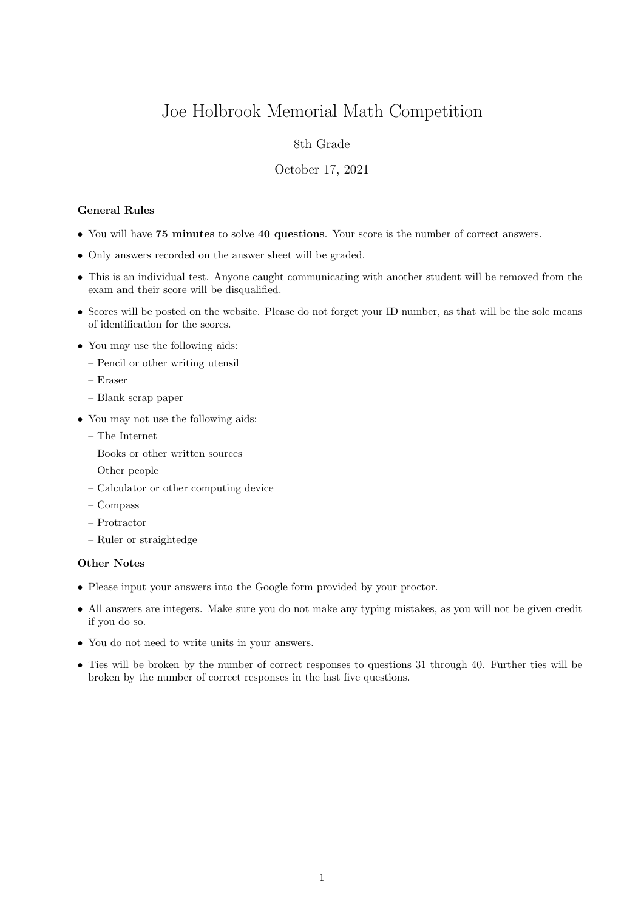# Joe Holbrook Memorial Math Competition

8th Grade

October 17, 2021

**General Rules**

- You will have **75 minutes** to solve **40 questions**. Your score is the number of correct answers.
- Only answers recorded on the answer sheet will be graded.
- This is an individual test. Anyone caught communicating with another student will be removed from the exam and their score will be disqualified.
- Scores will be posted on the website. Please do not forget your ID number, as that will be the sole means of identification for the scores.
- You may use the following aids:
  - Pencil or other writing utensil
  - Eraser
  - Blank scrap paper
- You may not use the following aids:
  - The Internet
  - Books or other written sources
  - Other people
  - Calculator or other computing device
  - Compass
  - Protractor
  - Ruler or straightedge

**Other Notes**

- Please input your answers into the Google form provided by your proctor.
- All answers are integers. Make sure you do not make any typing mistakes, as you will not be given credit if you do so.
- You do not need to write units in your answers.
- Ties will be broken by the number of correct responses to questions 31 through 40. Further ties will be broken by the number of correct responses in the last five questions.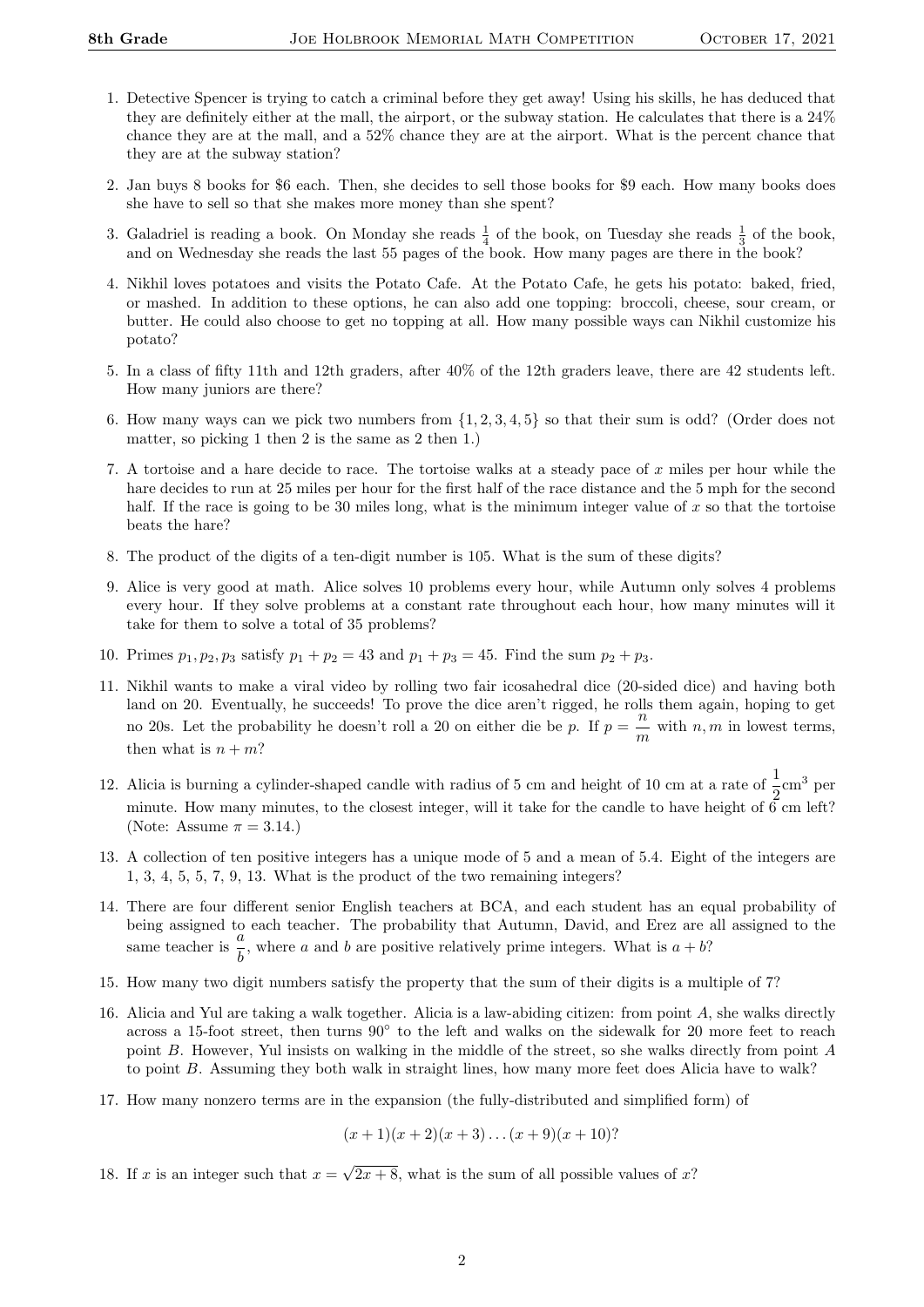1. Detective Spencer is trying to catch a criminal before they get away! Using his skills, he has deduced that they are definitely either at the mall, the airport, or the subway station. He calculates that there is a 24% chance they are at the mall, and a 52% chance they are at the airport. What is the percent chance that they are at the subway station?

2. Jan buys 8 books for \$6 each. Then, she decides to sell those books for \$9 each. How many books does she have to sell so that she makes more money than she spent?

3. Galadriel is reading a book. On Monday she reads $\frac{1}{4}$ of the book, on Tuesday she reads $\frac{1}{3}$ of the book, and on Wednesday she reads the last 55 pages of the book. How many pages are there in the book?

4. Nikhil loves potatoes and visits the Potato Cafe. At the Potato Cafe, he gets his potato: baked, fried, or mashed. In addition to these options, he can also add one topping: broccoli, cheese, sour cream, or butter. He could also choose to get no topping at all. How many possible ways can Nikhil customize his potato?

5. In a class of fifty 11th and 12th graders, after 40% of the 12th graders leave, there are 42 students left. How many juniors are there?

6. How many ways can we pick two numbers from $\{1, 2, 3, 4, 5\}$ so that their sum is odd? (Order does not matter, so picking 1 then 2 is the same as 2 then 1.)

7. A tortoise and a hare decide to race. The tortoise walks at a steady pace of $x$ miles per hour while the hare decides to run at 25 miles per hour for the first half of the race distance and the 5 mph for the second half. If the race is going to be 30 miles long, what is the minimum integer value of $x$ so that the tortoise beats the hare?

8. The product of the digits of a ten-digit number is 105. What is the sum of these digits?

9. Alice is very good at math. Alice solves 10 problems every hour, while Autumn only solves 4 problems every hour. If they solve problems at a constant rate throughout each hour, how many minutes will it take for them to solve a total of 35 problems?

10. Primes $p_1, p_2, p_3$ satisfy $p_1 + p_2 = 43$ and $p_1 + p_3 = 45$. Find the sum $p_2 + p_3$.

11. Nikhil wants to make a viral video by rolling two fair icosahedral dice (20-sided dice) and having both land on 20. Eventually, he succeeds! To prove the dice aren't rigged, he rolls them again, hoping to get no 20s. Let the probability he doesn't roll a 20 on either die be $p$. If $p = \dfrac{n}{m}$ with $n, m$ in lowest terms, then what is $n + m$?

12. Alicia is burning a cylinder-shaped candle with radius of 5 cm and height of 10 cm at a rate of $\dfrac{1}{2}\text{cm}^3$ per minute. How many minutes, to the closest integer, will it take for the candle to have height of 6 cm left? (Note: Assume $\pi = 3.14$.)

13. A collection of ten positive integers has a unique mode of 5 and a mean of 5.4. Eight of the integers are 1, 3, 4, 5, 5, 7, 9, 13. What is the product of the two remaining integers?

14. There are four different senior English teachers at BCA, and each student has an equal probability of being assigned to each teacher. The probability that Autumn, David, and Erez are all assigned to the same teacher is $\dfrac{a}{b}$, where $a$ and $b$ are positive relatively prime integers. What is $a + b$?

15. How many two digit numbers satisfy the property that the sum of their digits is a multiple of 7?

16. Alicia and Yul are taking a walk together. Alicia is a law-abiding citizen: from point $A$, she walks directly across a 15-foot street, then turns $90^\circ$ to the left and walks on the sidewalk for 20 more feet to reach point $B$. However, Yul insists on walking in the middle of the street, so she walks directly from point $A$ to point $B$. Assuming they both walk in straight lines, how many more feet does Alicia have to walk?

17. How many nonzero terms are in the expansion (the fully-distributed and simplified form) of

$$(x + 1)(x + 2)(x + 3) \ldots (x + 9)(x + 10)?$$

18. If $x$ is an integer such that $x = \sqrt{2x + 8}$, what is the sum of all possible values of $x$?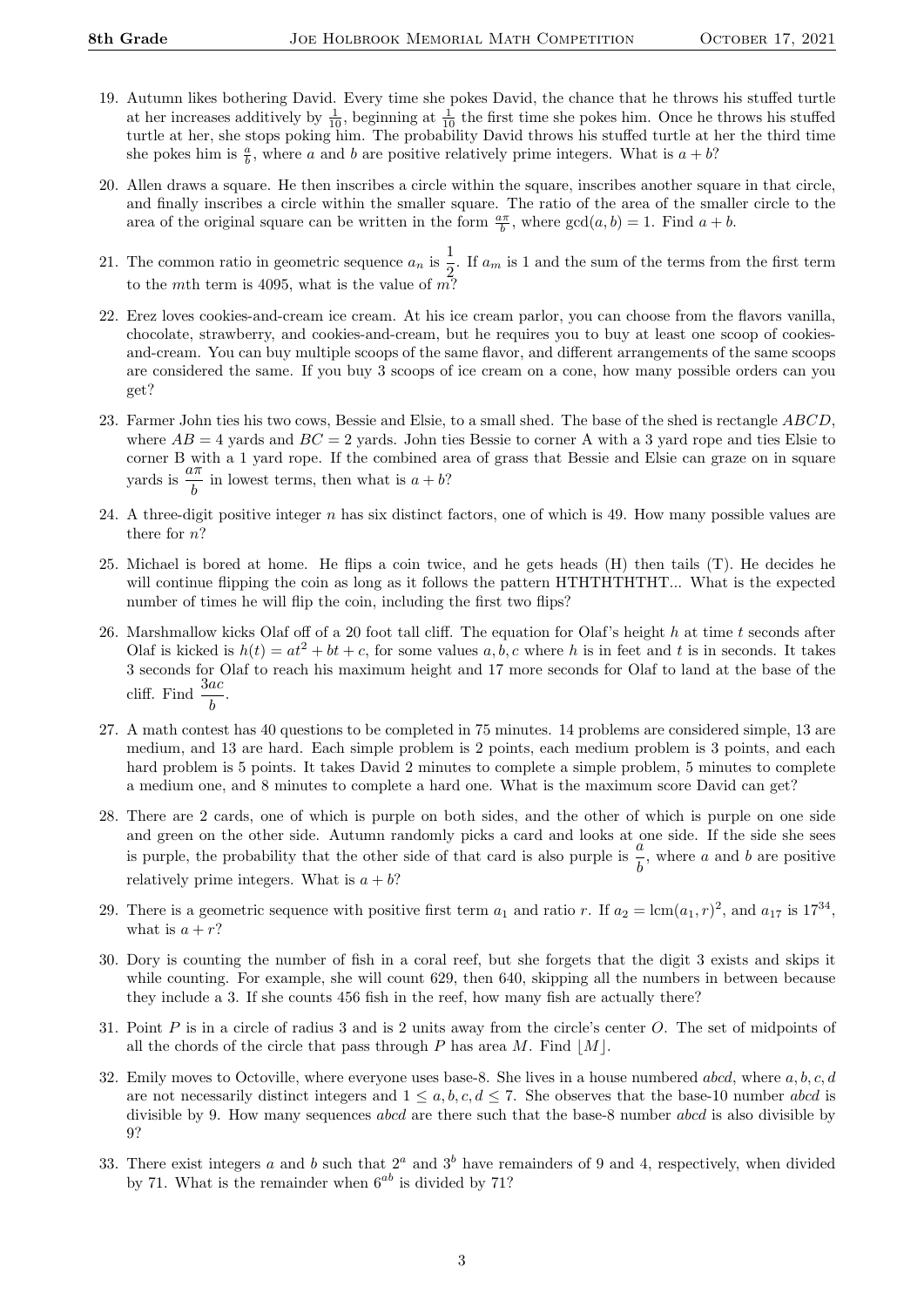19. Autumn likes bothering David. Every time she pokes David, the chance that he throws his stuffed turtle at her increases additively by $\frac{1}{10}$, beginning at $\frac{1}{10}$ the first time she pokes him. Once he throws his stuffed turtle at her, she stops poking him. The probability David throws his stuffed turtle at her the third time she pokes him is $\frac{a}{b}$, where $a$ and $b$ are positive relatively prime integers. What is $a + b$?

20. Allen draws a square. He then inscribes a circle within the square, inscribes another square in that circle, and finally inscribes a circle within the smaller square. The ratio of the area of the smaller circle to the area of the original square can be written in the form $\frac{a\pi}{b}$, where $\gcd(a, b) = 1$. Find $a + b$.

21. The common ratio in geometric sequence $a_n$ is $\dfrac{1}{2}$. If $a_m$ is 1 and the sum of the terms from the first term to the $m$th term is 4095, what is the value of $m$?

22. Erez loves cookies-and-cream ice cream. At his ice cream parlor, you can choose from the flavors vanilla, chocolate, strawberry, and cookies-and-cream, but he requires you to buy at least one scoop of cookies-and-cream. You can buy multiple scoops of the same flavor, and different arrangements of the same scoops are considered the same. If you buy 3 scoops of ice cream on a cone, how many possible orders can you get?

23. Farmer John ties his two cows, Bessie and Elsie, to a small shed. The base of the shed is rectangle $ABCD$, where $AB = 4$ yards and $BC = 2$ yards. John ties Bessie to corner A with a 3 yard rope and ties Elsie to corner B with a 1 yard rope. If the combined area of grass that Bessie and Elsie can graze on in square yards is $\dfrac{a\pi}{b}$ in lowest terms, then what is $a + b$?

24. A three-digit positive integer $n$ has six distinct factors, one of which is 49. How many possible values are there for $n$?

25. Michael is bored at home. He flips a coin twice, and he gets heads (H) then tails (T). He decides he will continue flipping the coin as long as it follows the pattern HTHTHTHTHT... What is the expected number of times he will flip the coin, including the first two flips?

26. Marshmallow kicks Olaf off of a 20 foot tall cliff. The equation for Olaf's height $h$ at time $t$ seconds after Olaf is kicked is $h(t) = at^2 + bt + c$, for some values $a, b, c$ where $h$ is in feet and $t$ is in seconds. It takes 3 seconds for Olaf to reach his maximum height and 17 more seconds for Olaf to land at the base of the cliff. Find $\dfrac{3ac}{b}$.

27. A math contest has 40 questions to be completed in 75 minutes. 14 problems are considered simple, 13 are medium, and 13 are hard. Each simple problem is 2 points, each medium problem is 3 points, and each hard problem is 5 points. It takes David 2 minutes to complete a simple problem, 5 minutes to complete a medium one, and 8 minutes to complete a hard one. What is the maximum score David can get?

28. There are 2 cards, one of which is purple on both sides, and the other of which is purple on one side and green on the other side. Autumn randomly picks a card and looks at one side. If the side she sees is purple, the probability that the other side of that card is also purple is $\dfrac{a}{b}$, where $a$ and $b$ are positive relatively prime integers. What is $a + b$?

29. There is a geometric sequence with positive first term $a_1$ and ratio $r$. If $a_2 = \text{lcm}(a_1, r)^2$, and $a_{17}$ is $17^{34}$, what is $a + r$?

30. Dory is counting the number of fish in a coral reef, but she forgets that the digit 3 exists and skips it while counting. For example, she will count 629, then 640, skipping all the numbers in between because they include a 3. If she counts 456 fish in the reef, how many fish are actually there?

31. Point $P$ is in a circle of radius 3 and is 2 units away from the circle's center $O$. The set of midpoints of all the chords of the circle that pass through $P$ has area $M$. Find $\lfloor M \rfloor$.

32. Emily moves to Octoville, where everyone uses base-8. She lives in a house numbered $abcd$, where $a, b, c, d$ are not necessarily distinct integers and $1 \leq a, b, c, d \leq 7$. She observes that the base-10 number $abcd$ is divisible by 9. How many sequences $abcd$ are there such that the base-8 number $abcd$ is also divisible by 9?

33. There exist integers $a$ and $b$ such that $2^a$ and $3^b$ have remainders of 9 and 4, respectively, when divided by 71. What is the remainder when $6^{ab}$ is divided by 71?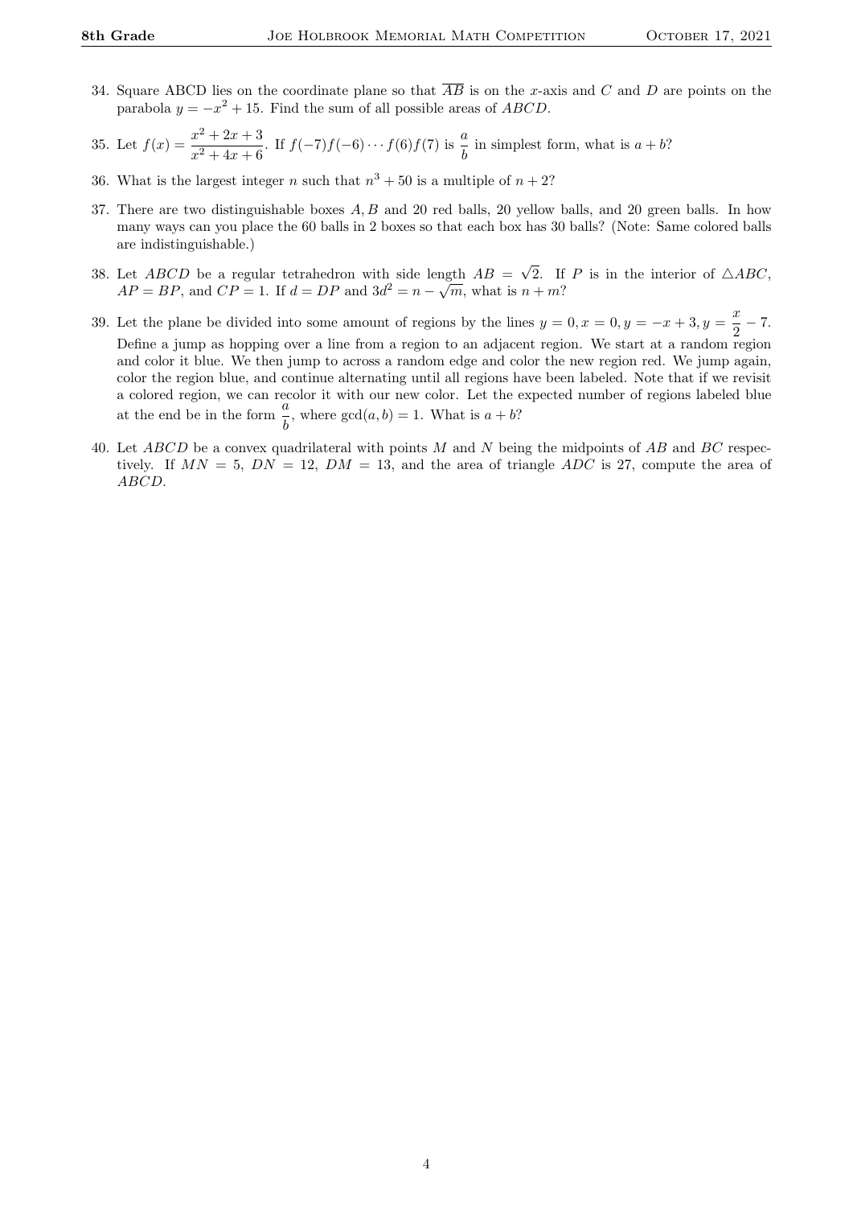34. Square ABCD lies on the coordinate plane so that $\overline{AB}$ is on the $x$-axis and $C$ and $D$ are points on the parabola $y = -x^2 + 15$. Find the sum of all possible areas of $ABCD$.

35. Let $f(x) = \dfrac{x^2 + 2x + 3}{x^2 + 4x + 6}$. If $f(-7)f(-6)\cdots f(6)f(7)$ is $\dfrac{a}{b}$ in simplest form, what is $a + b$?

36. What is the largest integer $n$ such that $n^3 + 50$ is a multiple of $n + 2$?

37. There are two distinguishable boxes $A, B$ and 20 red balls, 20 yellow balls, and 20 green balls. In how many ways can you place the 60 balls in 2 boxes so that each box has 30 balls? (Note: Same colored balls are indistinguishable.)

38. Let $ABCD$ be a regular tetrahedron with side length $AB = \sqrt{2}$. If $P$ is in the interior of $\triangle ABC$, $AP = BP$, and $CP = 1$. If $d = DP$ and $3d^2 = n - \sqrt{m}$, what is $n + m$?

39. Let the plane be divided into some amount of regions by the lines $y = 0, x = 0, y = -x + 3, y = \dfrac{x}{2} - 7$. Define a jump as hopping over a line from a region to an adjacent region. We start at a random region and color it blue. We then jump to across a random edge and color the new region red. We jump again, color the region blue, and continue alternating until all regions have been labeled. Note that if we revisit a colored region, we can recolor it with our new color. Let the expected number of regions labeled blue at the end be in the form $\dfrac{a}{b}$, where $\gcd(a, b) = 1$. What is $a + b$?

40. Let $ABCD$ be a convex quadrilateral with points $M$ and $N$ being the midpoints of $AB$ and $BC$ respectively. If $MN = 5$, $DN = 12$, $DM = 13$, and the area of triangle $ADC$ is 27, compute the area of $ABCD$.